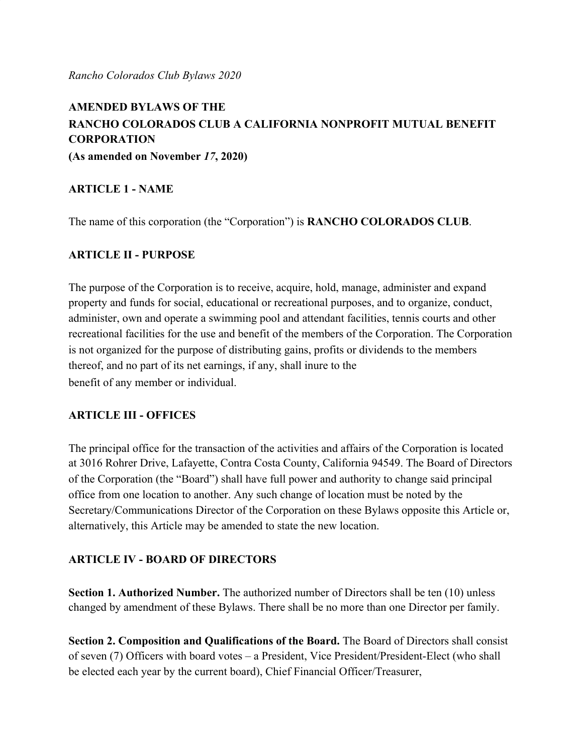*Rancho Colorados Club Bylaws 2020*

**AMENDED BYLAWS OF THE**
**RANCHO COLORADOS CLUB A CALIFORNIA NONPROFIT MUTUAL BENEFIT CORPORATION**
**(As amended on November *17*, 2020)**

## ARTICLE 1 - NAME

The name of this corporation (the "Corporation") is **RANCHO COLORADOS CLUB**.

## ARTICLE II - PURPOSE

The purpose of the Corporation is to receive, acquire, hold, manage, administer and expand property and funds for social, educational or recreational purposes, and to organize, conduct, administer, own and operate a swimming pool and attendant facilities, tennis courts and other recreational facilities for the use and benefit of the members of the Corporation. The Corporation is not organized for the purpose of distributing gains, profits or dividends to the members thereof, and no part of its net earnings, if any, shall inure to the benefit of any member or individual.

## ARTICLE III - OFFICES

The principal office for the transaction of the activities and affairs of the Corporation is located at 3016 Rohrer Drive, Lafayette, Contra Costa County, California 94549. The Board of Directors of the Corporation (the "Board") shall have full power and authority to change said principal office from one location to another. Any such change of location must be noted by the Secretary/Communications Director of the Corporation on these Bylaws opposite this Article or, alternatively, this Article may be amended to state the new location.

## ARTICLE IV - BOARD OF DIRECTORS

**Section 1. Authorized Number.** The authorized number of Directors shall be ten (10) unless changed by amendment of these Bylaws. There shall be no more than one Director per family.

**Section 2. Composition and Qualifications of the Board.** The Board of Directors shall consist of seven (7) Officers with board votes – a President, Vice President/President-Elect (who shall be elected each year by the current board), Chief Financial Officer/Treasurer,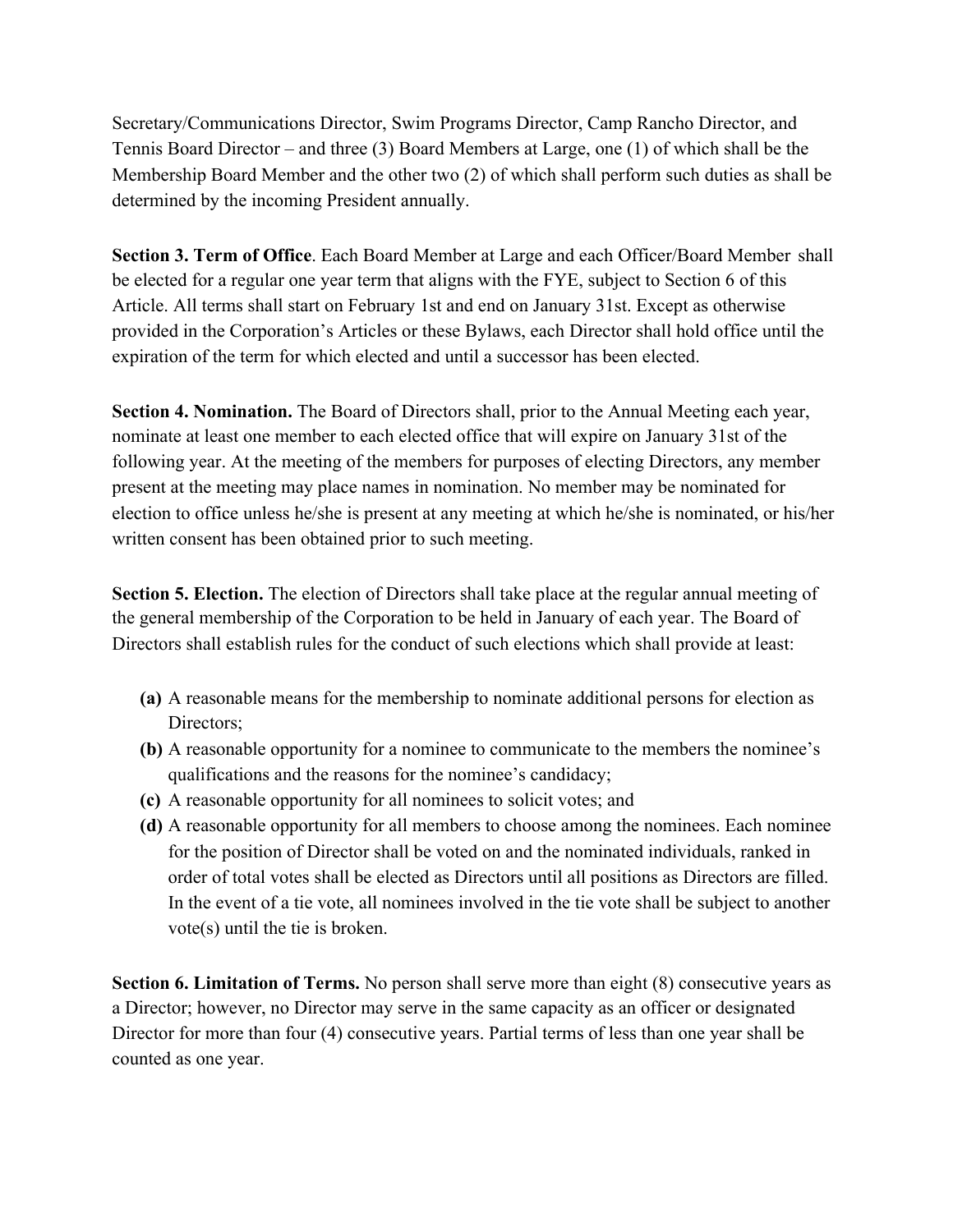Secretary/Communications Director, Swim Programs Director, Camp Rancho Director, and Tennis Board Director – and three (3) Board Members at Large, one (1) of which shall be the Membership Board Member and the other two (2) of which shall perform such duties as shall be determined by the incoming President annually.

**Section 3. Term of Office**. Each Board Member at Large and each Officer/Board Member shall be elected for a regular one year term that aligns with the FYE, subject to Section 6 of this Article. All terms shall start on February 1st and end on January 31st. Except as otherwise provided in the Corporation's Articles or these Bylaws, each Director shall hold office until the expiration of the term for which elected and until a successor has been elected.

**Section 4. Nomination.** The Board of Directors shall, prior to the Annual Meeting each year, nominate at least one member to each elected office that will expire on January 31st of the following year. At the meeting of the members for purposes of electing Directors, any member present at the meeting may place names in nomination. No member may be nominated for election to office unless he/she is present at any meeting at which he/she is nominated, or his/her written consent has been obtained prior to such meeting.

**Section 5. Election.** The election of Directors shall take place at the regular annual meeting of the general membership of the Corporation to be held in January of each year. The Board of Directors shall establish rules for the conduct of such elections which shall provide at least:

- **(a)** A reasonable means for the membership to nominate additional persons for election as Directors;
- **(b)** A reasonable opportunity for a nominee to communicate to the members the nominee's qualifications and the reasons for the nominee's candidacy;
- **(c)** A reasonable opportunity for all nominees to solicit votes; and
- **(d)** A reasonable opportunity for all members to choose among the nominees. Each nominee for the position of Director shall be voted on and the nominated individuals, ranked in order of total votes shall be elected as Directors until all positions as Directors are filled. In the event of a tie vote, all nominees involved in the tie vote shall be subject to another vote(s) until the tie is broken.

**Section 6. Limitation of Terms.** No person shall serve more than eight (8) consecutive years as a Director; however, no Director may serve in the same capacity as an officer or designated Director for more than four (4) consecutive years. Partial terms of less than one year shall be counted as one year.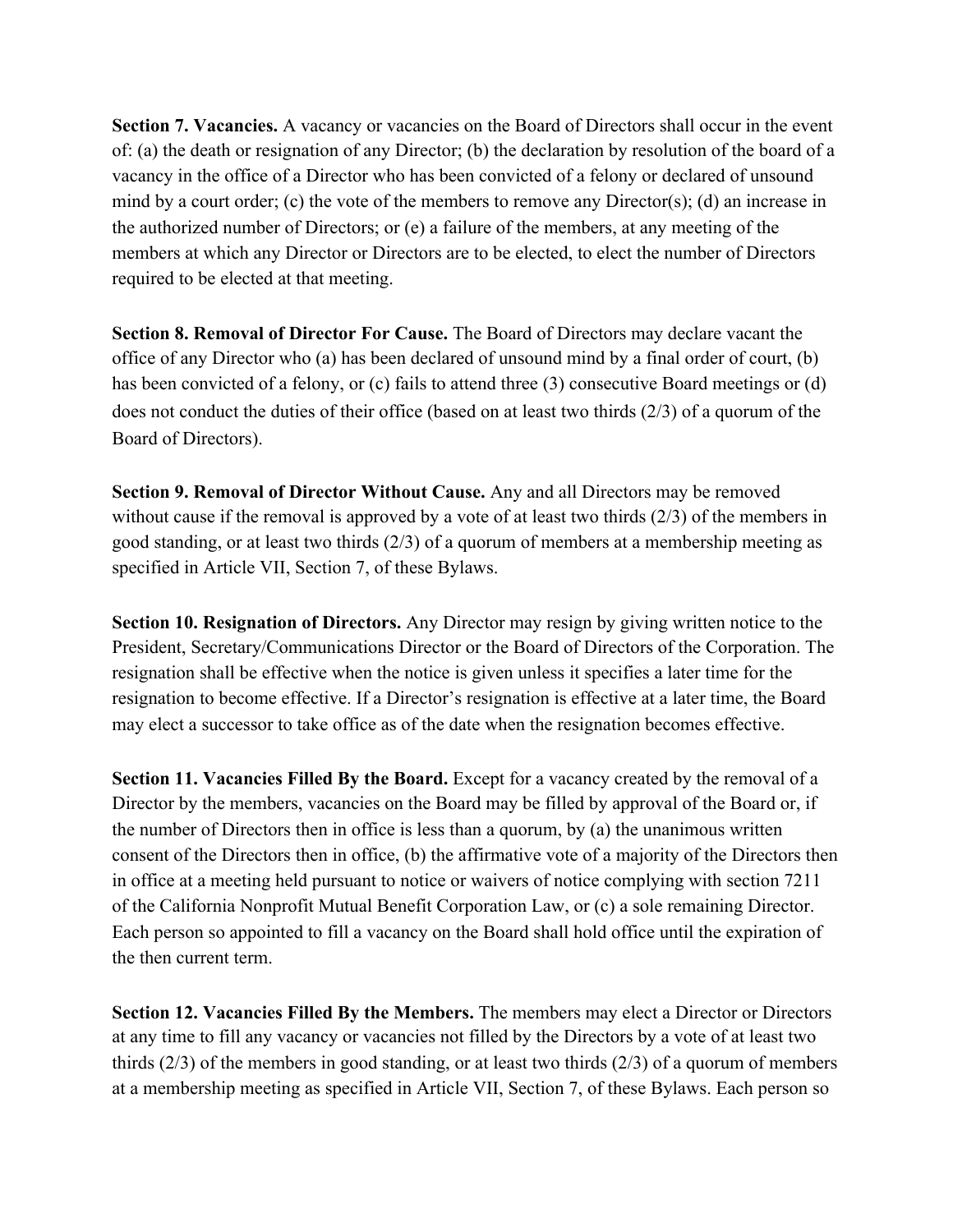**Section 7. Vacancies.** A vacancy or vacancies on the Board of Directors shall occur in the event of: (a) the death or resignation of any Director; (b) the declaration by resolution of the board of a vacancy in the office of a Director who has been convicted of a felony or declared of unsound mind by a court order; (c) the vote of the members to remove any Director(s); (d) an increase in the authorized number of Directors; or (e) a failure of the members, at any meeting of the members at which any Director or Directors are to be elected, to elect the number of Directors required to be elected at that meeting.

**Section 8. Removal of Director For Cause.** The Board of Directors may declare vacant the office of any Director who (a) has been declared of unsound mind by a final order of court, (b) has been convicted of a felony, or (c) fails to attend three (3) consecutive Board meetings or (d) does not conduct the duties of their office (based on at least two thirds (2/3) of a quorum of the Board of Directors).

**Section 9. Removal of Director Without Cause.** Any and all Directors may be removed without cause if the removal is approved by a vote of at least two thirds (2/3) of the members in good standing, or at least two thirds (2/3) of a quorum of members at a membership meeting as specified in Article VII, Section 7, of these Bylaws.

**Section 10. Resignation of Directors.** Any Director may resign by giving written notice to the President, Secretary/Communications Director or the Board of Directors of the Corporation. The resignation shall be effective when the notice is given unless it specifies a later time for the resignation to become effective. If a Director's resignation is effective at a later time, the Board may elect a successor to take office as of the date when the resignation becomes effective.

**Section 11. Vacancies Filled By the Board.** Except for a vacancy created by the removal of a Director by the members, vacancies on the Board may be filled by approval of the Board or, if the number of Directors then in office is less than a quorum, by (a) the unanimous written consent of the Directors then in office, (b) the affirmative vote of a majority of the Directors then in office at a meeting held pursuant to notice or waivers of notice complying with section 7211 of the California Nonprofit Mutual Benefit Corporation Law, or (c) a sole remaining Director. Each person so appointed to fill a vacancy on the Board shall hold office until the expiration of the then current term.

**Section 12. Vacancies Filled By the Members.** The members may elect a Director or Directors at any time to fill any vacancy or vacancies not filled by the Directors by a vote of at least two thirds (2/3) of the members in good standing, or at least two thirds (2/3) of a quorum of members at a membership meeting as specified in Article VII, Section 7, of these Bylaws. Each person so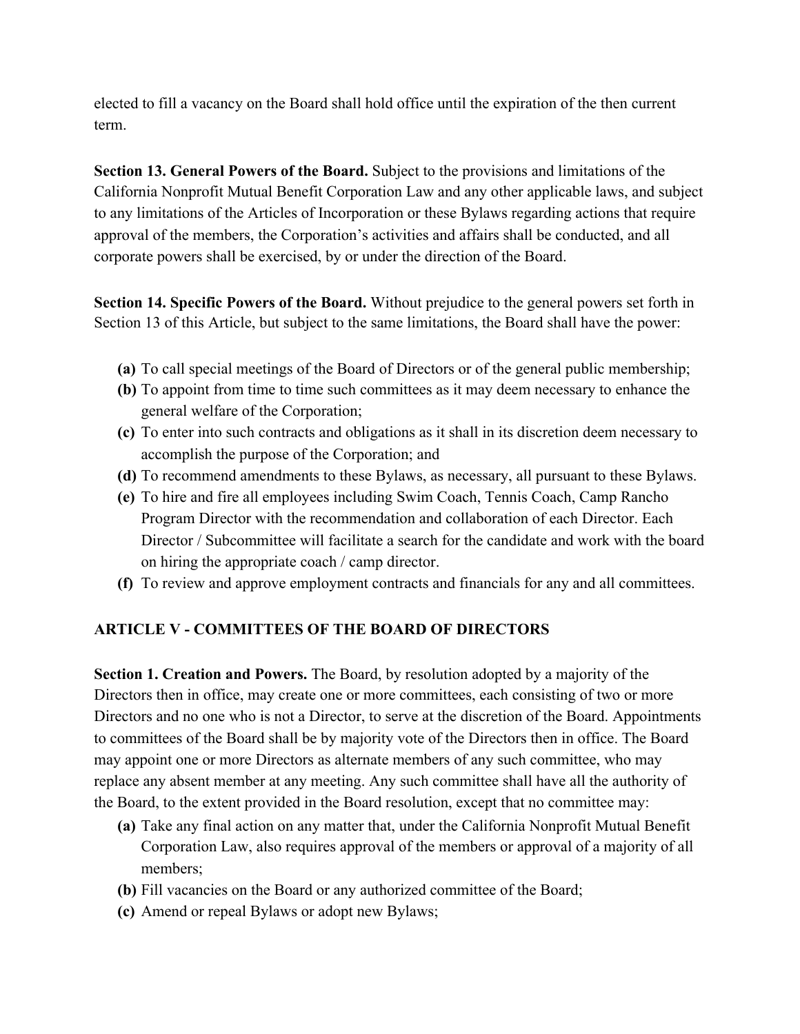elected to fill a vacancy on the Board shall hold office until the expiration of the then current term.

**Section 13. General Powers of the Board.** Subject to the provisions and limitations of the California Nonprofit Mutual Benefit Corporation Law and any other applicable laws, and subject to any limitations of the Articles of Incorporation or these Bylaws regarding actions that require approval of the members, the Corporation's activities and affairs shall be conducted, and all corporate powers shall be exercised, by or under the direction of the Board.

**Section 14. Specific Powers of the Board.** Without prejudice to the general powers set forth in Section 13 of this Article, but subject to the same limitations, the Board shall have the power:

- **(a)** To call special meetings of the Board of Directors or of the general public membership;
- **(b)** To appoint from time to time such committees as it may deem necessary to enhance the general welfare of the Corporation;
- **(c)** To enter into such contracts and obligations as it shall in its discretion deem necessary to accomplish the purpose of the Corporation; and
- **(d)** To recommend amendments to these Bylaws, as necessary, all pursuant to these Bylaws.
- **(e)** To hire and fire all employees including Swim Coach, Tennis Coach, Camp Rancho Program Director with the recommendation and collaboration of each Director. Each Director / Subcommittee will facilitate a search for the candidate and work with the board on hiring the appropriate coach / camp director.
- **(f)** To review and approve employment contracts and financials for any and all committees.

## ARTICLE V - COMMITTEES OF THE BOARD OF DIRECTORS

**Section 1. Creation and Powers.** The Board, by resolution adopted by a majority of the Directors then in office, may create one or more committees, each consisting of two or more Directors and no one who is not a Director, to serve at the discretion of the Board. Appointments to committees of the Board shall be by majority vote of the Directors then in office. The Board may appoint one or more Directors as alternate members of any such committee, who may replace any absent member at any meeting. Any such committee shall have all the authority of the Board, to the extent provided in the Board resolution, except that no committee may:

- **(a)** Take any final action on any matter that, under the California Nonprofit Mutual Benefit Corporation Law, also requires approval of the members or approval of a majority of all members;
- **(b)** Fill vacancies on the Board or any authorized committee of the Board;
- **(c)** Amend or repeal Bylaws or adopt new Bylaws;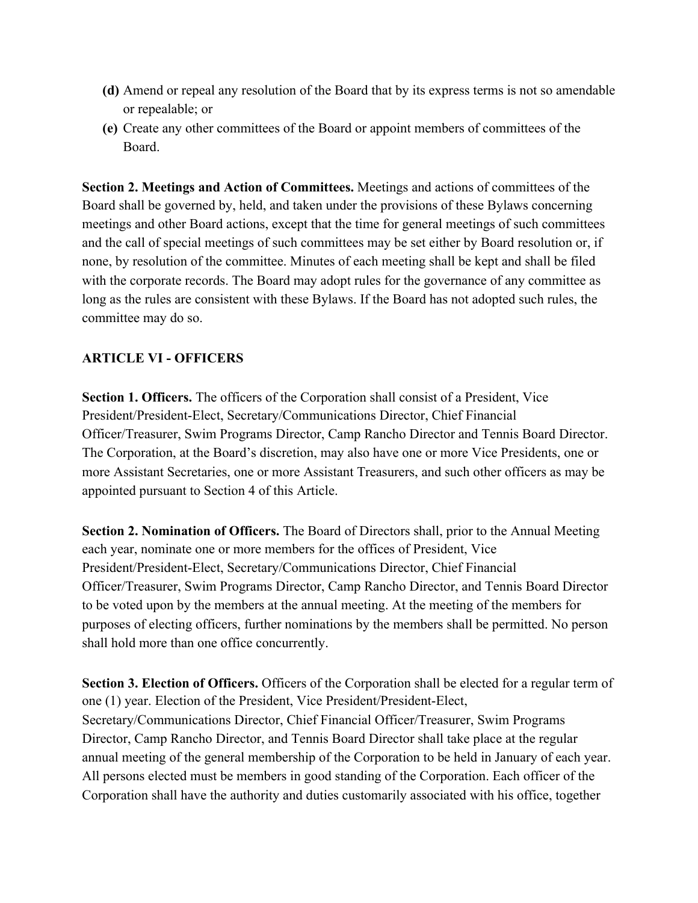**(d)** Amend or repeal any resolution of the Board that by its express terms is not so amendable or repealable; or

**(e)** Create any other committees of the Board or appoint members of committees of the Board.

**Section 2. Meetings and Action of Committees.** Meetings and actions of committees of the Board shall be governed by, held, and taken under the provisions of these Bylaws concerning meetings and other Board actions, except that the time for general meetings of such committees and the call of special meetings of such committees may be set either by Board resolution or, if none, by resolution of the committee. Minutes of each meeting shall be kept and shall be filed with the corporate records. The Board may adopt rules for the governance of any committee as long as the rules are consistent with these Bylaws. If the Board has not adopted such rules, the committee may do so.

## ARTICLE VI - OFFICERS

**Section 1. Officers.** The officers of the Corporation shall consist of a President, Vice President/President-Elect, Secretary/Communications Director, Chief Financial Officer/Treasurer, Swim Programs Director, Camp Rancho Director and Tennis Board Director. The Corporation, at the Board's discretion, may also have one or more Vice Presidents, one or more Assistant Secretaries, one or more Assistant Treasurers, and such other officers as may be appointed pursuant to Section 4 of this Article.

**Section 2. Nomination of Officers.** The Board of Directors shall, prior to the Annual Meeting each year, nominate one or more members for the offices of President, Vice President/President-Elect, Secretary/Communications Director, Chief Financial Officer/Treasurer, Swim Programs Director, Camp Rancho Director, and Tennis Board Director to be voted upon by the members at the annual meeting. At the meeting of the members for purposes of electing officers, further nominations by the members shall be permitted. No person shall hold more than one office concurrently.

**Section 3. Election of Officers.** Officers of the Corporation shall be elected for a regular term of one (1) year. Election of the President, Vice President/President-Elect, Secretary/Communications Director, Chief Financial Officer/Treasurer, Swim Programs Director, Camp Rancho Director, and Tennis Board Director shall take place at the regular annual meeting of the general membership of the Corporation to be held in January of each year. All persons elected must be members in good standing of the Corporation. Each officer of the Corporation shall have the authority and duties customarily associated with his office, together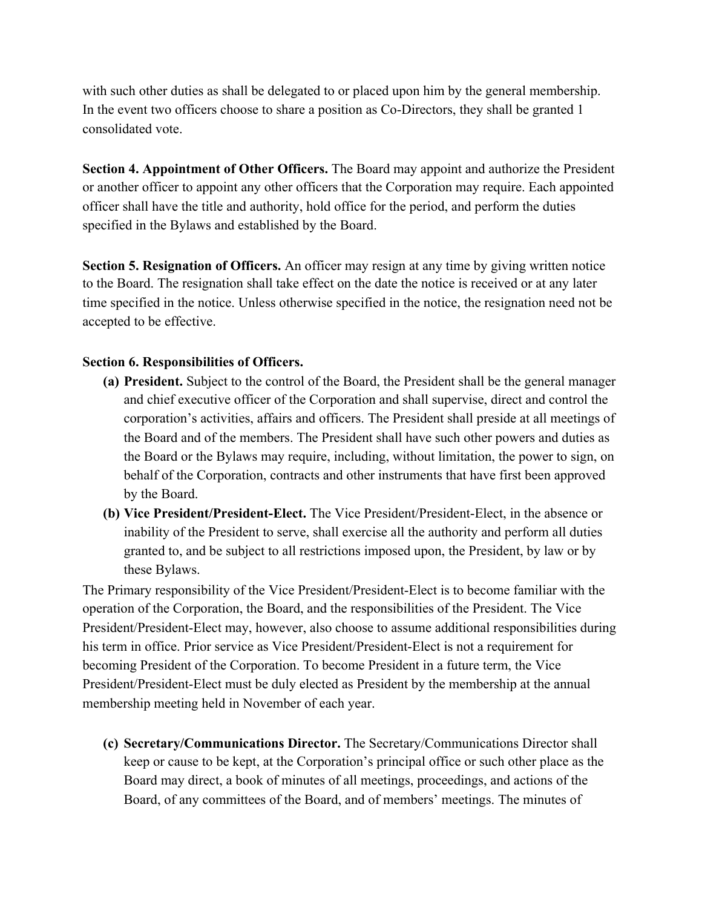with such other duties as shall be delegated to or placed upon him by the general membership. In the event two officers choose to share a position as Co-Directors, they shall be granted 1 consolidated vote.

**Section 4. Appointment of Other Officers.** The Board may appoint and authorize the President or another officer to appoint any other officers that the Corporation may require. Each appointed officer shall have the title and authority, hold office for the period, and perform the duties specified in the Bylaws and established by the Board.

**Section 5. Resignation of Officers.** An officer may resign at any time by giving written notice to the Board. The resignation shall take effect on the date the notice is received or at any later time specified in the notice. Unless otherwise specified in the notice, the resignation need not be accepted to be effective.

**Section 6. Responsibilities of Officers.**

- **(a) President.** Subject to the control of the Board, the President shall be the general manager and chief executive officer of the Corporation and shall supervise, direct and control the corporation's activities, affairs and officers. The President shall preside at all meetings of the Board and of the members. The President shall have such other powers and duties as the Board or the Bylaws may require, including, without limitation, the power to sign, on behalf of the Corporation, contracts and other instruments that have first been approved by the Board.
- **(b) Vice President/President-Elect.** The Vice President/President-Elect, in the absence or inability of the President to serve, shall exercise all the authority and perform all duties granted to, and be subject to all restrictions imposed upon, the President, by law or by these Bylaws.

The Primary responsibility of the Vice President/President-Elect is to become familiar with the operation of the Corporation, the Board, and the responsibilities of the President. The Vice President/President-Elect may, however, also choose to assume additional responsibilities during his term in office. Prior service as Vice President/President-Elect is not a requirement for becoming President of the Corporation. To become President in a future term, the Vice President/President-Elect must be duly elected as President by the membership at the annual membership meeting held in November of each year.

- **(c) Secretary/Communications Director.** The Secretary/Communications Director shall keep or cause to be kept, at the Corporation's principal office or such other place as the Board may direct, a book of minutes of all meetings, proceedings, and actions of the Board, of any committees of the Board, and of members' meetings. The minutes of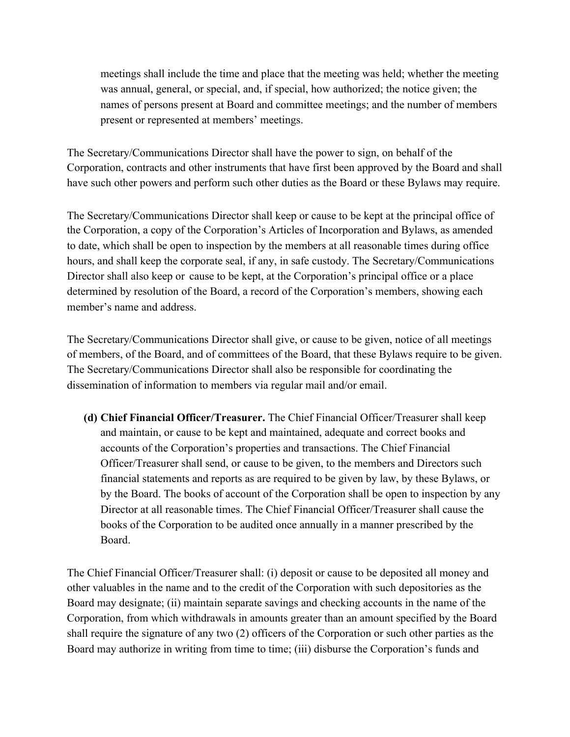meetings shall include the time and place that the meeting was held; whether the meeting was annual, general, or special, and, if special, how authorized; the notice given; the names of persons present at Board and committee meetings; and the number of members present or represented at members' meetings.

The Secretary/Communications Director shall have the power to sign, on behalf of the Corporation, contracts and other instruments that have first been approved by the Board and shall have such other powers and perform such other duties as the Board or these Bylaws may require.

The Secretary/Communications Director shall keep or cause to be kept at the principal office of the Corporation, a copy of the Corporation's Articles of Incorporation and Bylaws, as amended to date, which shall be open to inspection by the members at all reasonable times during office hours, and shall keep the corporate seal, if any, in safe custody. The Secretary/Communications Director shall also keep or cause to be kept, at the Corporation's principal office or a place determined by resolution of the Board, a record of the Corporation's members, showing each member's name and address.

The Secretary/Communications Director shall give, or cause to be given, notice of all meetings of members, of the Board, and of committees of the Board, that these Bylaws require to be given. The Secretary/Communications Director shall also be responsible for coordinating the dissemination of information to members via regular mail and/or email.

**(d) Chief Financial Officer/Treasurer.** The Chief Financial Officer/Treasurer shall keep and maintain, or cause to be kept and maintained, adequate and correct books and accounts of the Corporation's properties and transactions. The Chief Financial Officer/Treasurer shall send, or cause to be given, to the members and Directors such financial statements and reports as are required to be given by law, by these Bylaws, or by the Board. The books of account of the Corporation shall be open to inspection by any Director at all reasonable times. The Chief Financial Officer/Treasurer shall cause the books of the Corporation to be audited once annually in a manner prescribed by the Board.

The Chief Financial Officer/Treasurer shall: (i) deposit or cause to be deposited all money and other valuables in the name and to the credit of the Corporation with such depositories as the Board may designate; (ii) maintain separate savings and checking accounts in the name of the Corporation, from which withdrawals in amounts greater than an amount specified by the Board shall require the signature of any two (2) officers of the Corporation or such other parties as the Board may authorize in writing from time to time; (iii) disburse the Corporation's funds and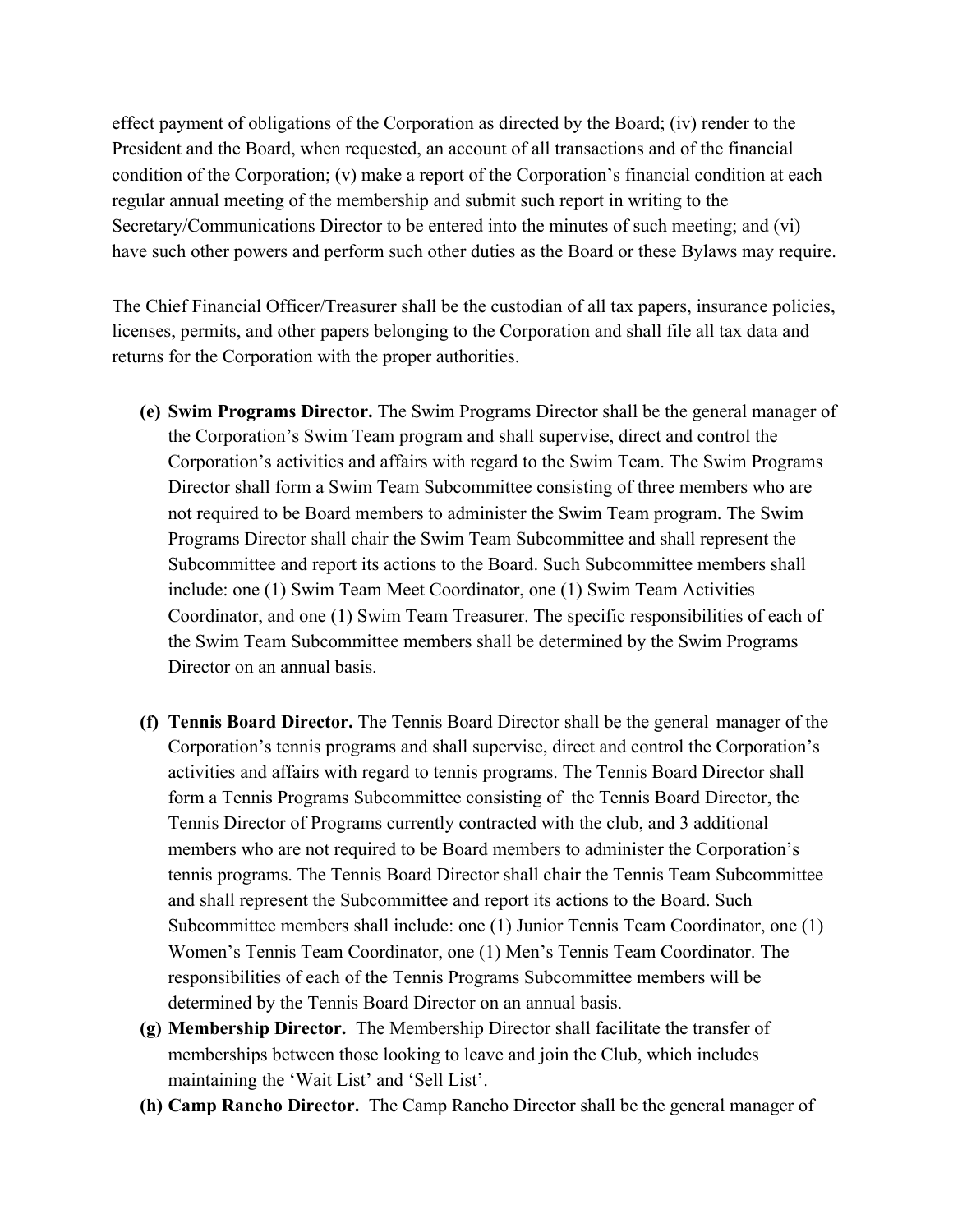effect payment of obligations of the Corporation as directed by the Board; (iv) render to the President and the Board, when requested, an account of all transactions and of the financial condition of the Corporation; (v) make a report of the Corporation's financial condition at each regular annual meeting of the membership and submit such report in writing to the Secretary/Communications Director to be entered into the minutes of such meeting; and (vi) have such other powers and perform such other duties as the Board or these Bylaws may require.

The Chief Financial Officer/Treasurer shall be the custodian of all tax papers, insurance policies, licenses, permits, and other papers belonging to the Corporation and shall file all tax data and returns for the Corporation with the proper authorities.

- **(e) Swim Programs Director.** The Swim Programs Director shall be the general manager of the Corporation's Swim Team program and shall supervise, direct and control the Corporation's activities and affairs with regard to the Swim Team. The Swim Programs Director shall form a Swim Team Subcommittee consisting of three members who are not required to be Board members to administer the Swim Team program. The Swim Programs Director shall chair the Swim Team Subcommittee and shall represent the Subcommittee and report its actions to the Board. Such Subcommittee members shall include: one (1) Swim Team Meet Coordinator, one (1) Swim Team Activities Coordinator, and one (1) Swim Team Treasurer. The specific responsibilities of each of the Swim Team Subcommittee members shall be determined by the Swim Programs Director on an annual basis.

- **(f) Tennis Board Director.** The Tennis Board Director shall be the general manager of the Corporation's tennis programs and shall supervise, direct and control the Corporation's activities and affairs with regard to tennis programs. The Tennis Board Director shall form a Tennis Programs Subcommittee consisting of the Tennis Board Director, the Tennis Director of Programs currently contracted with the club, and 3 additional members who are not required to be Board members to administer the Corporation's tennis programs. The Tennis Board Director shall chair the Tennis Team Subcommittee and shall represent the Subcommittee and report its actions to the Board. Such Subcommittee members shall include: one (1) Junior Tennis Team Coordinator, one (1) Women's Tennis Team Coordinator, one (1) Men's Tennis Team Coordinator. The responsibilities of each of the Tennis Programs Subcommittee members will be determined by the Tennis Board Director on an annual basis.
- **(g) Membership Director.** The Membership Director shall facilitate the transfer of memberships between those looking to leave and join the Club, which includes maintaining the 'Wait List' and 'Sell List'.
- **(h) Camp Rancho Director.** The Camp Rancho Director shall be the general manager of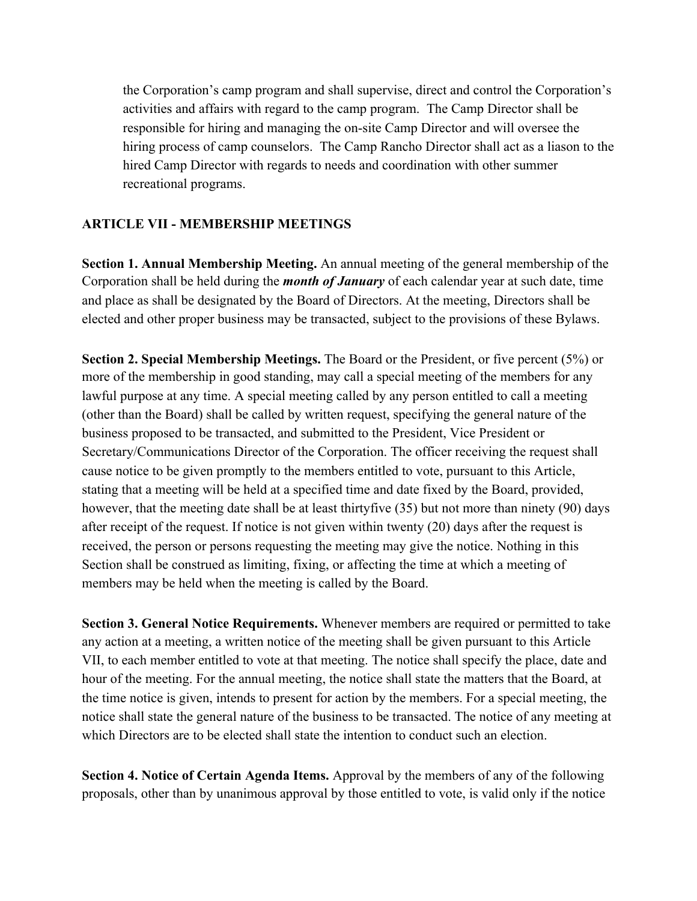the Corporation's camp program and shall supervise, direct and control the Corporation's activities and affairs with regard to the camp program. The Camp Director shall be responsible for hiring and managing the on-site Camp Director and will oversee the hiring process of camp counselors. The Camp Rancho Director shall act as a liason to the hired Camp Director with regards to needs and coordination with other summer recreational programs.

## ARTICLE VII - MEMBERSHIP MEETINGS

**Section 1. Annual Membership Meeting.** An annual meeting of the general membership of the Corporation shall be held during the ***month of January*** of each calendar year at such date, time and place as shall be designated by the Board of Directors. At the meeting, Directors shall be elected and other proper business may be transacted, subject to the provisions of these Bylaws.

**Section 2. Special Membership Meetings.** The Board or the President, or five percent (5%) or more of the membership in good standing, may call a special meeting of the members for any lawful purpose at any time. A special meeting called by any person entitled to call a meeting (other than the Board) shall be called by written request, specifying the general nature of the business proposed to be transacted, and submitted to the President, Vice President or Secretary/Communications Director of the Corporation. The officer receiving the request shall cause notice to be given promptly to the members entitled to vote, pursuant to this Article, stating that a meeting will be held at a specified time and date fixed by the Board, provided, however, that the meeting date shall be at least thirtyfive (35) but not more than ninety (90) days after receipt of the request. If notice is not given within twenty (20) days after the request is received, the person or persons requesting the meeting may give the notice. Nothing in this Section shall be construed as limiting, fixing, or affecting the time at which a meeting of members may be held when the meeting is called by the Board.

**Section 3. General Notice Requirements.** Whenever members are required or permitted to take any action at a meeting, a written notice of the meeting shall be given pursuant to this Article VII, to each member entitled to vote at that meeting. The notice shall specify the place, date and hour of the meeting. For the annual meeting, the notice shall state the matters that the Board, at the time notice is given, intends to present for action by the members. For a special meeting, the notice shall state the general nature of the business to be transacted. The notice of any meeting at which Directors are to be elected shall state the intention to conduct such an election.

**Section 4. Notice of Certain Agenda Items.** Approval by the members of any of the following proposals, other than by unanimous approval by those entitled to vote, is valid only if the notice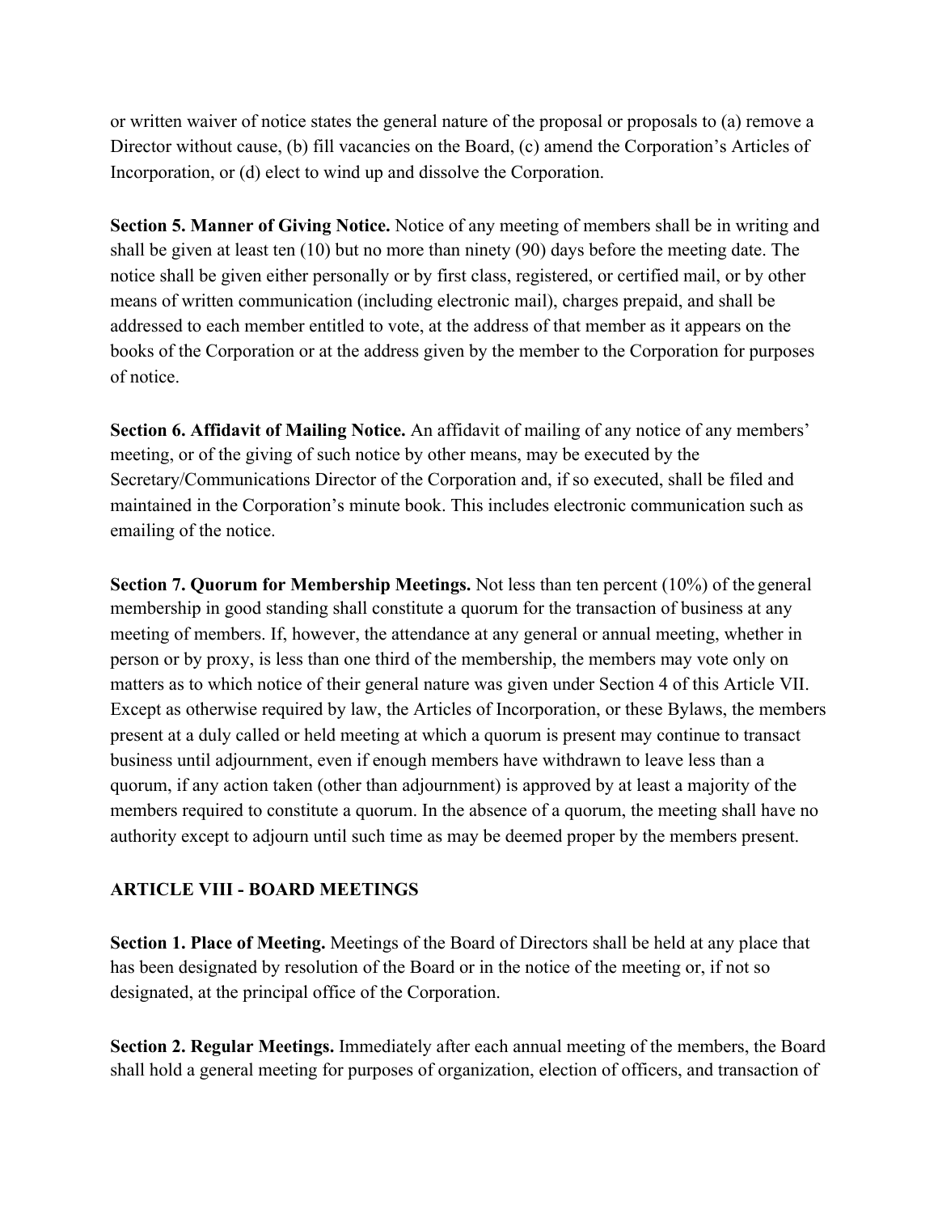or written waiver of notice states the general nature of the proposal or proposals to (a) remove a Director without cause, (b) fill vacancies on the Board, (c) amend the Corporation's Articles of Incorporation, or (d) elect to wind up and dissolve the Corporation.

**Section 5. Manner of Giving Notice.** Notice of any meeting of members shall be in writing and shall be given at least ten (10) but no more than ninety (90) days before the meeting date. The notice shall be given either personally or by first class, registered, or certified mail, or by other means of written communication (including electronic mail), charges prepaid, and shall be addressed to each member entitled to vote, at the address of that member as it appears on the books of the Corporation or at the address given by the member to the Corporation for purposes of notice.

**Section 6. Affidavit of Mailing Notice.** An affidavit of mailing of any notice of any members' meeting, or of the giving of such notice by other means, may be executed by the Secretary/Communications Director of the Corporation and, if so executed, shall be filed and maintained in the Corporation's minute book. This includes electronic communication such as emailing of the notice.

**Section 7. Quorum for Membership Meetings.** Not less than ten percent (10%) of the general membership in good standing shall constitute a quorum for the transaction of business at any meeting of members. If, however, the attendance at any general or annual meeting, whether in person or by proxy, is less than one third of the membership, the members may vote only on matters as to which notice of their general nature was given under Section 4 of this Article VII. Except as otherwise required by law, the Articles of Incorporation, or these Bylaws, the members present at a duly called or held meeting at which a quorum is present may continue to transact business until adjournment, even if enough members have withdrawn to leave less than a quorum, if any action taken (other than adjournment) is approved by at least a majority of the members required to constitute a quorum. In the absence of a quorum, the meeting shall have no authority except to adjourn until such time as may be deemed proper by the members present.

## ARTICLE VIII - BOARD MEETINGS

**Section 1. Place of Meeting.** Meetings of the Board of Directors shall be held at any place that has been designated by resolution of the Board or in the notice of the meeting or, if not so designated, at the principal office of the Corporation.

**Section 2. Regular Meetings.** Immediately after each annual meeting of the members, the Board shall hold a general meeting for purposes of organization, election of officers, and transaction of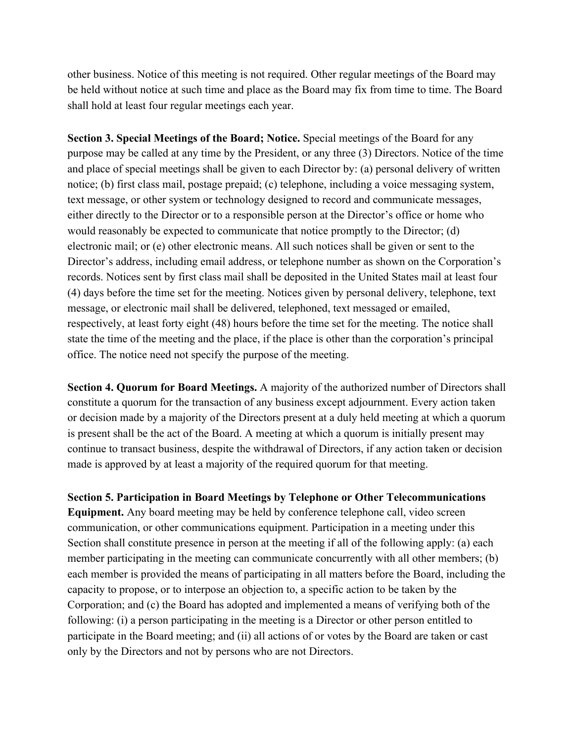other business. Notice of this meeting is not required. Other regular meetings of the Board may be held without notice at such time and place as the Board may fix from time to time. The Board shall hold at least four regular meetings each year.

**Section 3. Special Meetings of the Board; Notice.** Special meetings of the Board for any purpose may be called at any time by the President, or any three (3) Directors. Notice of the time and place of special meetings shall be given to each Director by: (a) personal delivery of written notice; (b) first class mail, postage prepaid; (c) telephone, including a voice messaging system, text message, or other system or technology designed to record and communicate messages, either directly to the Director or to a responsible person at the Director's office or home who would reasonably be expected to communicate that notice promptly to the Director; (d) electronic mail; or (e) other electronic means. All such notices shall be given or sent to the Director's address, including email address, or telephone number as shown on the Corporation's records. Notices sent by first class mail shall be deposited in the United States mail at least four (4) days before the time set for the meeting. Notices given by personal delivery, telephone, text message, or electronic mail shall be delivered, telephoned, text messaged or emailed, respectively, at least forty eight (48) hours before the time set for the meeting. The notice shall state the time of the meeting and the place, if the place is other than the corporation's principal office. The notice need not specify the purpose of the meeting.

**Section 4. Quorum for Board Meetings.** A majority of the authorized number of Directors shall constitute a quorum for the transaction of any business except adjournment. Every action taken or decision made by a majority of the Directors present at a duly held meeting at which a quorum is present shall be the act of the Board. A meeting at which a quorum is initially present may continue to transact business, despite the withdrawal of Directors, if any action taken or decision made is approved by at least a majority of the required quorum for that meeting.

**Section 5. Participation in Board Meetings by Telephone or Other Telecommunications Equipment.** Any board meeting may be held by conference telephone call, video screen communication, or other communications equipment. Participation in a meeting under this Section shall constitute presence in person at the meeting if all of the following apply: (a) each member participating in the meeting can communicate concurrently with all other members; (b) each member is provided the means of participating in all matters before the Board, including the capacity to propose, or to interpose an objection to, a specific action to be taken by the Corporation; and (c) the Board has adopted and implemented a means of verifying both of the following: (i) a person participating in the meeting is a Director or other person entitled to participate in the Board meeting; and (ii) all actions of or votes by the Board are taken or cast only by the Directors and not by persons who are not Directors.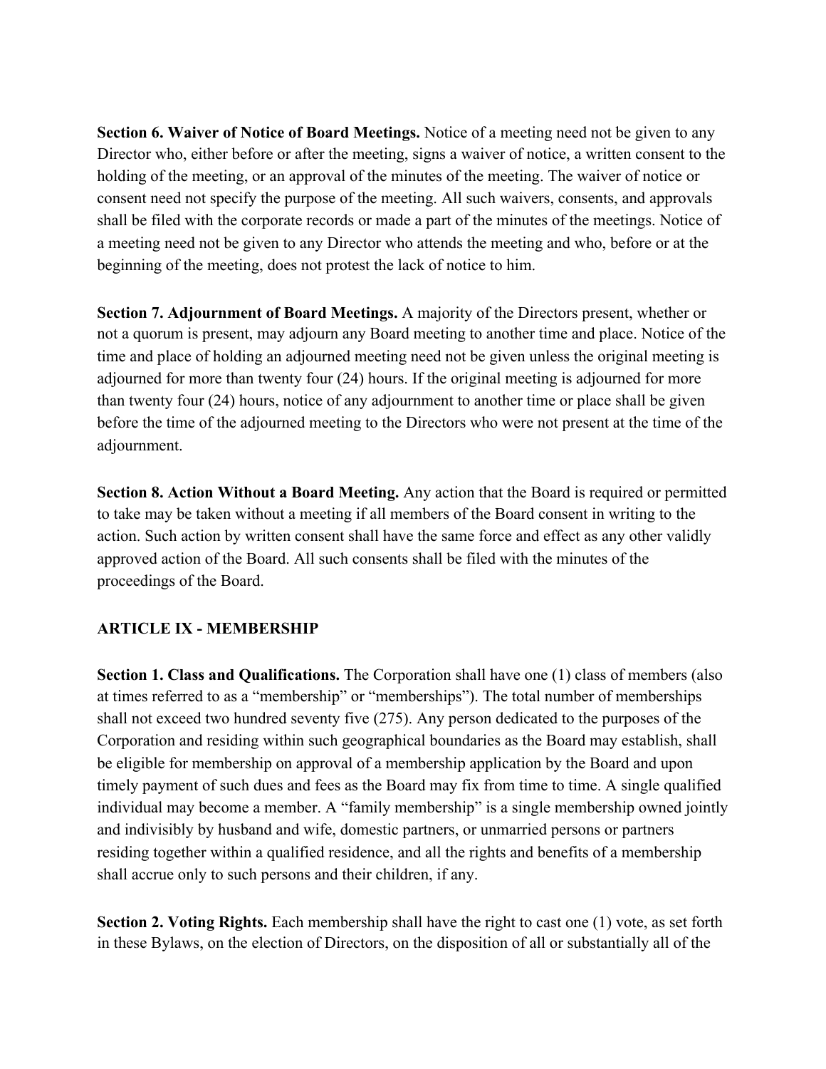**Section 6. Waiver of Notice of Board Meetings.** Notice of a meeting need not be given to any Director who, either before or after the meeting, signs a waiver of notice, a written consent to the holding of the meeting, or an approval of the minutes of the meeting. The waiver of notice or consent need not specify the purpose of the meeting. All such waivers, consents, and approvals shall be filed with the corporate records or made a part of the minutes of the meetings. Notice of a meeting need not be given to any Director who attends the meeting and who, before or at the beginning of the meeting, does not protest the lack of notice to him.

**Section 7. Adjournment of Board Meetings.** A majority of the Directors present, whether or not a quorum is present, may adjourn any Board meeting to another time and place. Notice of the time and place of holding an adjourned meeting need not be given unless the original meeting is adjourned for more than twenty four (24) hours. If the original meeting is adjourned for more than twenty four (24) hours, notice of any adjournment to another time or place shall be given before the time of the adjourned meeting to the Directors who were not present at the time of the adjournment.

**Section 8. Action Without a Board Meeting.** Any action that the Board is required or permitted to take may be taken without a meeting if all members of the Board consent in writing to the action. Such action by written consent shall have the same force and effect as any other validly approved action of the Board. All such consents shall be filed with the minutes of the proceedings of the Board.

## ARTICLE IX - MEMBERSHIP

**Section 1. Class and Qualifications.** The Corporation shall have one (1) class of members (also at times referred to as a "membership" or "memberships"). The total number of memberships shall not exceed two hundred seventy five (275). Any person dedicated to the purposes of the Corporation and residing within such geographical boundaries as the Board may establish, shall be eligible for membership on approval of a membership application by the Board and upon timely payment of such dues and fees as the Board may fix from time to time. A single qualified individual may become a member. A "family membership" is a single membership owned jointly and indivisibly by husband and wife, domestic partners, or unmarried persons or partners residing together within a qualified residence, and all the rights and benefits of a membership shall accrue only to such persons and their children, if any.

**Section 2. Voting Rights.** Each membership shall have the right to cast one (1) vote, as set forth in these Bylaws, on the election of Directors, on the disposition of all or substantially all of the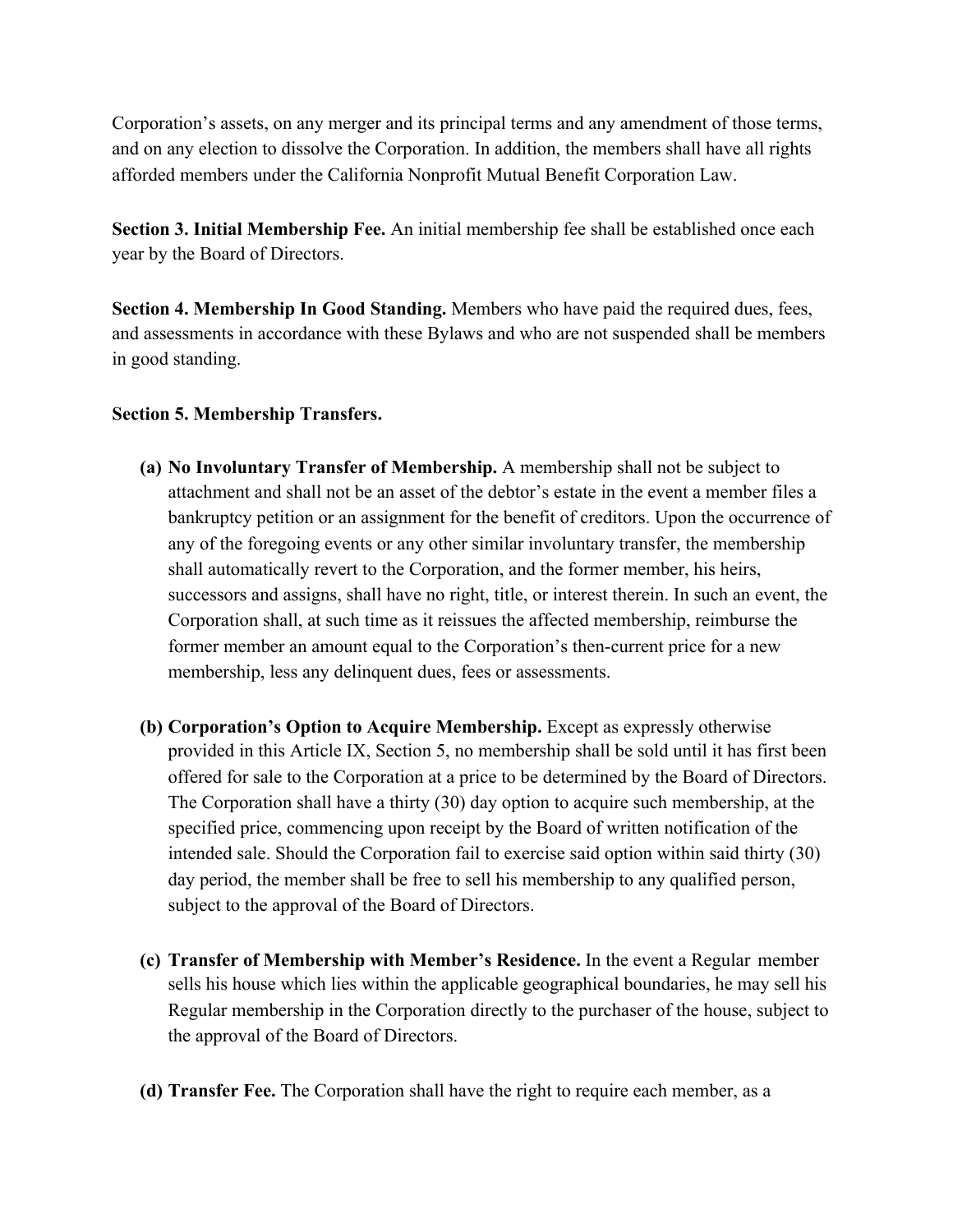Corporation's assets, on any merger and its principal terms and any amendment of those terms, and on any election to dissolve the Corporation. In addition, the members shall have all rights afforded members under the California Nonprofit Mutual Benefit Corporation Law.

**Section 3. Initial Membership Fee.** An initial membership fee shall be established once each year by the Board of Directors.

**Section 4. Membership In Good Standing.** Members who have paid the required dues, fees, and assessments in accordance with these Bylaws and who are not suspended shall be members in good standing.

**Section 5. Membership Transfers.**

**(a) No Involuntary Transfer of Membership.** A membership shall not be subject to attachment and shall not be an asset of the debtor's estate in the event a member files a bankruptcy petition or an assignment for the benefit of creditors. Upon the occurrence of any of the foregoing events or any other similar involuntary transfer, the membership shall automatically revert to the Corporation, and the former member, his heirs, successors and assigns, shall have no right, title, or interest therein. In such an event, the Corporation shall, at such time as it reissues the affected membership, reimburse the former member an amount equal to the Corporation's then-current price for a new membership, less any delinquent dues, fees or assessments.

**(b) Corporation's Option to Acquire Membership.** Except as expressly otherwise provided in this Article IX, Section 5, no membership shall be sold until it has first been offered for sale to the Corporation at a price to be determined by the Board of Directors. The Corporation shall have a thirty (30) day option to acquire such membership, at the specified price, commencing upon receipt by the Board of written notification of the intended sale. Should the Corporation fail to exercise said option within said thirty (30) day period, the member shall be free to sell his membership to any qualified person, subject to the approval of the Board of Directors.

**(c) Transfer of Membership with Member's Residence.** In the event a Regular member sells his house which lies within the applicable geographical boundaries, he may sell his Regular membership in the Corporation directly to the purchaser of the house, subject to the approval of the Board of Directors.

**(d) Transfer Fee.** The Corporation shall have the right to require each member, as a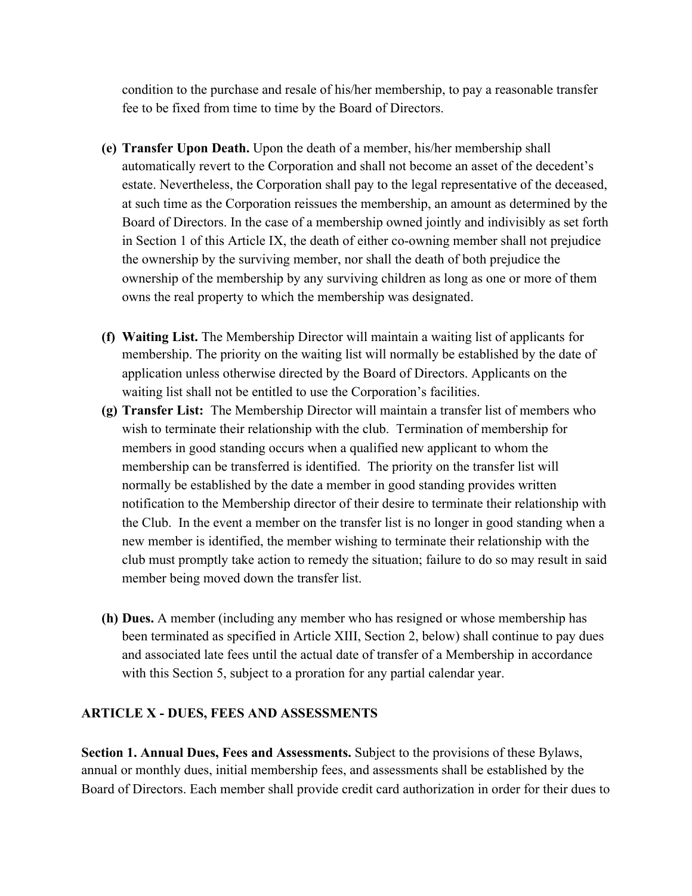condition to the purchase and resale of his/her membership, to pay a reasonable transfer fee to be fixed from time to time by the Board of Directors.

**(e) Transfer Upon Death.** Upon the death of a member, his/her membership shall automatically revert to the Corporation and shall not become an asset of the decedent's estate. Nevertheless, the Corporation shall pay to the legal representative of the deceased, at such time as the Corporation reissues the membership, an amount as determined by the Board of Directors. In the case of a membership owned jointly and indivisibly as set forth in Section 1 of this Article IX, the death of either co-owning member shall not prejudice the ownership by the surviving member, nor shall the death of both prejudice the ownership of the membership by any surviving children as long as one or more of them owns the real property to which the membership was designated.

**(f) Waiting List.** The Membership Director will maintain a waiting list of applicants for membership. The priority on the waiting list will normally be established by the date of application unless otherwise directed by the Board of Directors. Applicants on the waiting list shall not be entitled to use the Corporation's facilities.

**(g) Transfer List:** The Membership Director will maintain a transfer list of members who wish to terminate their relationship with the club. Termination of membership for members in good standing occurs when a qualified new applicant to whom the membership can be transferred is identified. The priority on the transfer list will normally be established by the date a member in good standing provides written notification to the Membership director of their desire to terminate their relationship with the Club. In the event a member on the transfer list is no longer in good standing when a new member is identified, the member wishing to terminate their relationship with the club must promptly take action to remedy the situation; failure to do so may result in said member being moved down the transfer list.

**(h) Dues.** A member (including any member who has resigned or whose membership has been terminated as specified in Article XIII, Section 2, below) shall continue to pay dues and associated late fees until the actual date of transfer of a Membership in accordance with this Section 5, subject to a proration for any partial calendar year.

## ARTICLE X - DUES, FEES AND ASSESSMENTS

**Section 1. Annual Dues, Fees and Assessments.** Subject to the provisions of these Bylaws, annual or monthly dues, initial membership fees, and assessments shall be established by the Board of Directors. Each member shall provide credit card authorization in order for their dues to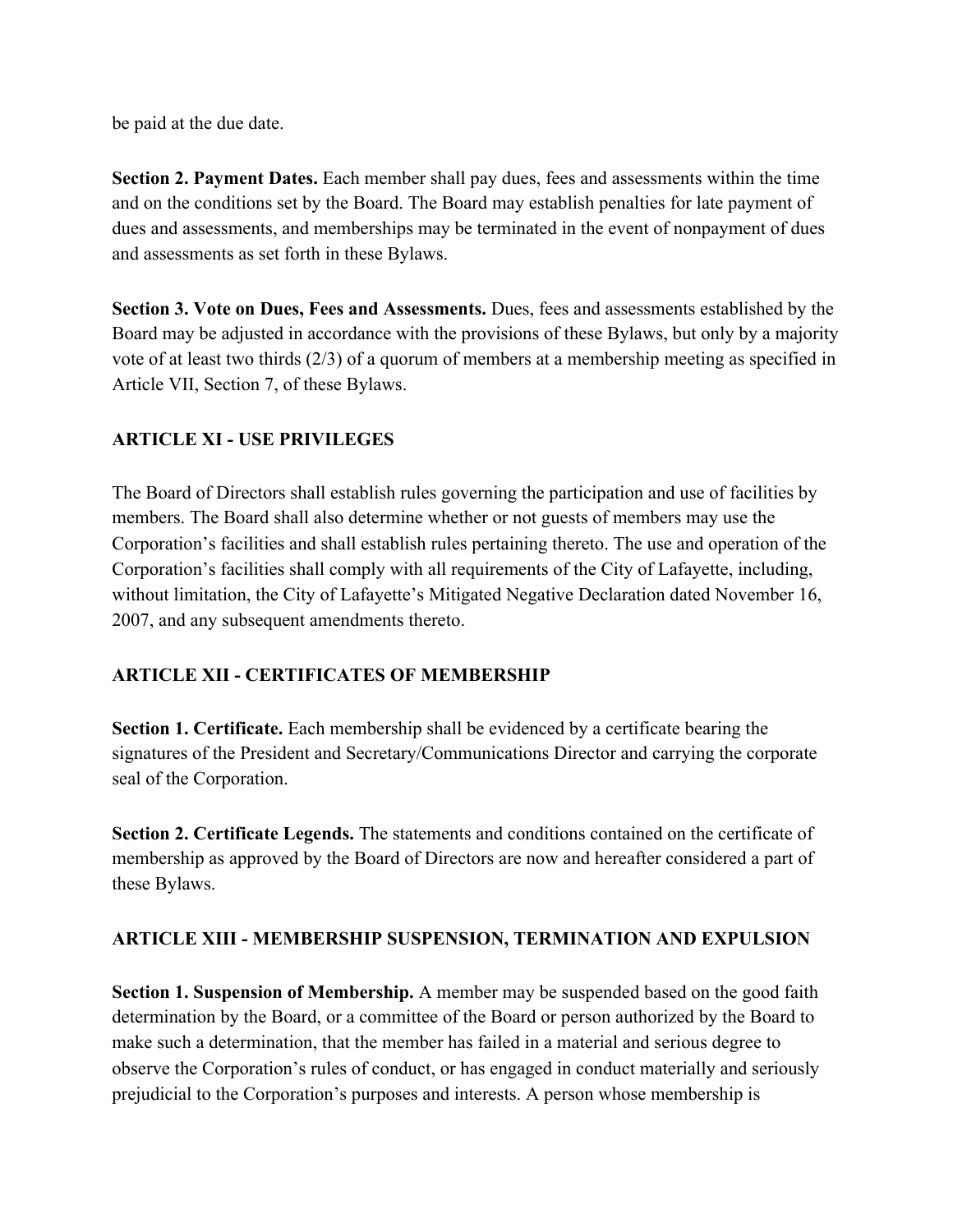be paid at the due date.

**Section 2. Payment Dates.** Each member shall pay dues, fees and assessments within the time and on the conditions set by the Board. The Board may establish penalties for late payment of dues and assessments, and memberships may be terminated in the event of nonpayment of dues and assessments as set forth in these Bylaws.

**Section 3. Vote on Dues, Fees and Assessments.** Dues, fees and assessments established by the Board may be adjusted in accordance with the provisions of these Bylaws, but only by a majority vote of at least two thirds (2/3) of a quorum of members at a membership meeting as specified in Article VII, Section 7, of these Bylaws.

## ARTICLE XI - USE PRIVILEGES

The Board of Directors shall establish rules governing the participation and use of facilities by members. The Board shall also determine whether or not guests of members may use the Corporation's facilities and shall establish rules pertaining thereto. The use and operation of the Corporation's facilities shall comply with all requirements of the City of Lafayette, including, without limitation, the City of Lafayette's Mitigated Negative Declaration dated November 16, 2007, and any subsequent amendments thereto.

## ARTICLE XII - CERTIFICATES OF MEMBERSHIP

**Section 1. Certificate.** Each membership shall be evidenced by a certificate bearing the signatures of the President and Secretary/Communications Director and carrying the corporate seal of the Corporation.

**Section 2. Certificate Legends.** The statements and conditions contained on the certificate of membership as approved by the Board of Directors are now and hereafter considered a part of these Bylaws.

## ARTICLE XIII - MEMBERSHIP SUSPENSION, TERMINATION AND EXPULSION

**Section 1. Suspension of Membership.** A member may be suspended based on the good faith determination by the Board, or a committee of the Board or person authorized by the Board to make such a determination, that the member has failed in a material and serious degree to observe the Corporation's rules of conduct, or has engaged in conduct materially and seriously prejudicial to the Corporation's purposes and interests. A person whose membership is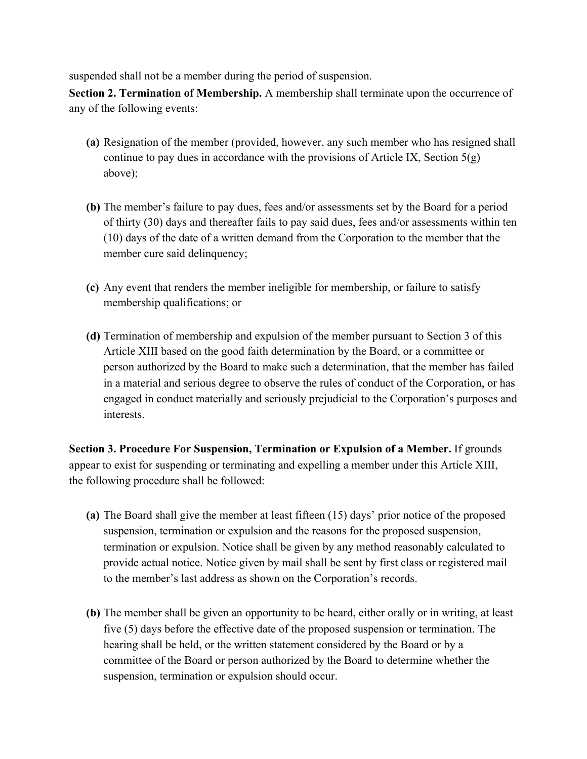suspended shall not be a member during the period of suspension.

**Section 2. Termination of Membership.** A membership shall terminate upon the occurrence of any of the following events:

**(a)** Resignation of the member (provided, however, any such member who has resigned shall continue to pay dues in accordance with the provisions of Article IX, Section 5(g) above);

**(b)** The member's failure to pay dues, fees and/or assessments set by the Board for a period of thirty (30) days and thereafter fails to pay said dues, fees and/or assessments within ten (10) days of the date of a written demand from the Corporation to the member that the member cure said delinquency;

**(c)** Any event that renders the member ineligible for membership, or failure to satisfy membership qualifications; or

**(d)** Termination of membership and expulsion of the member pursuant to Section 3 of this Article XIII based on the good faith determination by the Board, or a committee or person authorized by the Board to make such a determination, that the member has failed in a material and serious degree to observe the rules of conduct of the Corporation, or has engaged in conduct materially and seriously prejudicial to the Corporation's purposes and interests.

**Section 3. Procedure For Suspension, Termination or Expulsion of a Member.** If grounds appear to exist for suspending or terminating and expelling a member under this Article XIII, the following procedure shall be followed:

**(a)** The Board shall give the member at least fifteen (15) days' prior notice of the proposed suspension, termination or expulsion and the reasons for the proposed suspension, termination or expulsion. Notice shall be given by any method reasonably calculated to provide actual notice. Notice given by mail shall be sent by first class or registered mail to the member's last address as shown on the Corporation's records.

**(b)** The member shall be given an opportunity to be heard, either orally or in writing, at least five (5) days before the effective date of the proposed suspension or termination. The hearing shall be held, or the written statement considered by the Board or by a committee of the Board or person authorized by the Board to determine whether the suspension, termination or expulsion should occur.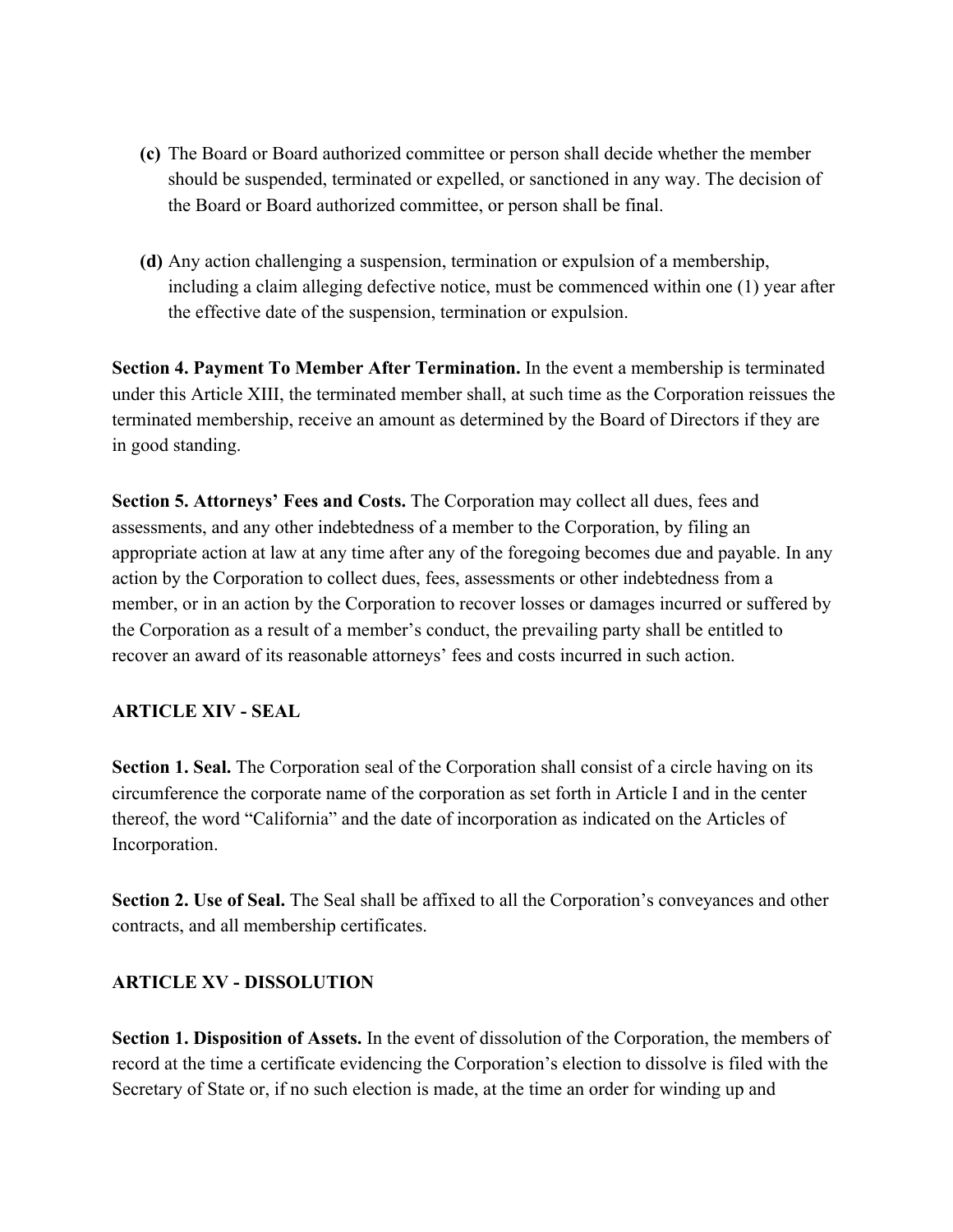**(c)** The Board or Board authorized committee or person shall decide whether the member should be suspended, terminated or expelled, or sanctioned in any way. The decision of the Board or Board authorized committee, or person shall be final.

**(d)** Any action challenging a suspension, termination or expulsion of a membership, including a claim alleging defective notice, must be commenced within one (1) year after the effective date of the suspension, termination or expulsion.

**Section 4. Payment To Member After Termination.** In the event a membership is terminated under this Article XIII, the terminated member shall, at such time as the Corporation reissues the terminated membership, receive an amount as determined by the Board of Directors if they are in good standing.

**Section 5. Attorneys' Fees and Costs.** The Corporation may collect all dues, fees and assessments, and any other indebtedness of a member to the Corporation, by filing an appropriate action at law at any time after any of the foregoing becomes due and payable. In any action by the Corporation to collect dues, fees, assessments or other indebtedness from a member, or in an action by the Corporation to recover losses or damages incurred or suffered by the Corporation as a result of a member's conduct, the prevailing party shall be entitled to recover an award of its reasonable attorneys' fees and costs incurred in such action.

## ARTICLE XIV - SEAL

**Section 1. Seal.** The Corporation seal of the Corporation shall consist of a circle having on its circumference the corporate name of the corporation as set forth in Article I and in the center thereof, the word "California" and the date of incorporation as indicated on the Articles of Incorporation.

**Section 2. Use of Seal.** The Seal shall be affixed to all the Corporation's conveyances and other contracts, and all membership certificates.

## ARTICLE XV - DISSOLUTION

**Section 1. Disposition of Assets.** In the event of dissolution of the Corporation, the members of record at the time a certificate evidencing the Corporation's election to dissolve is filed with the Secretary of State or, if no such election is made, at the time an order for winding up and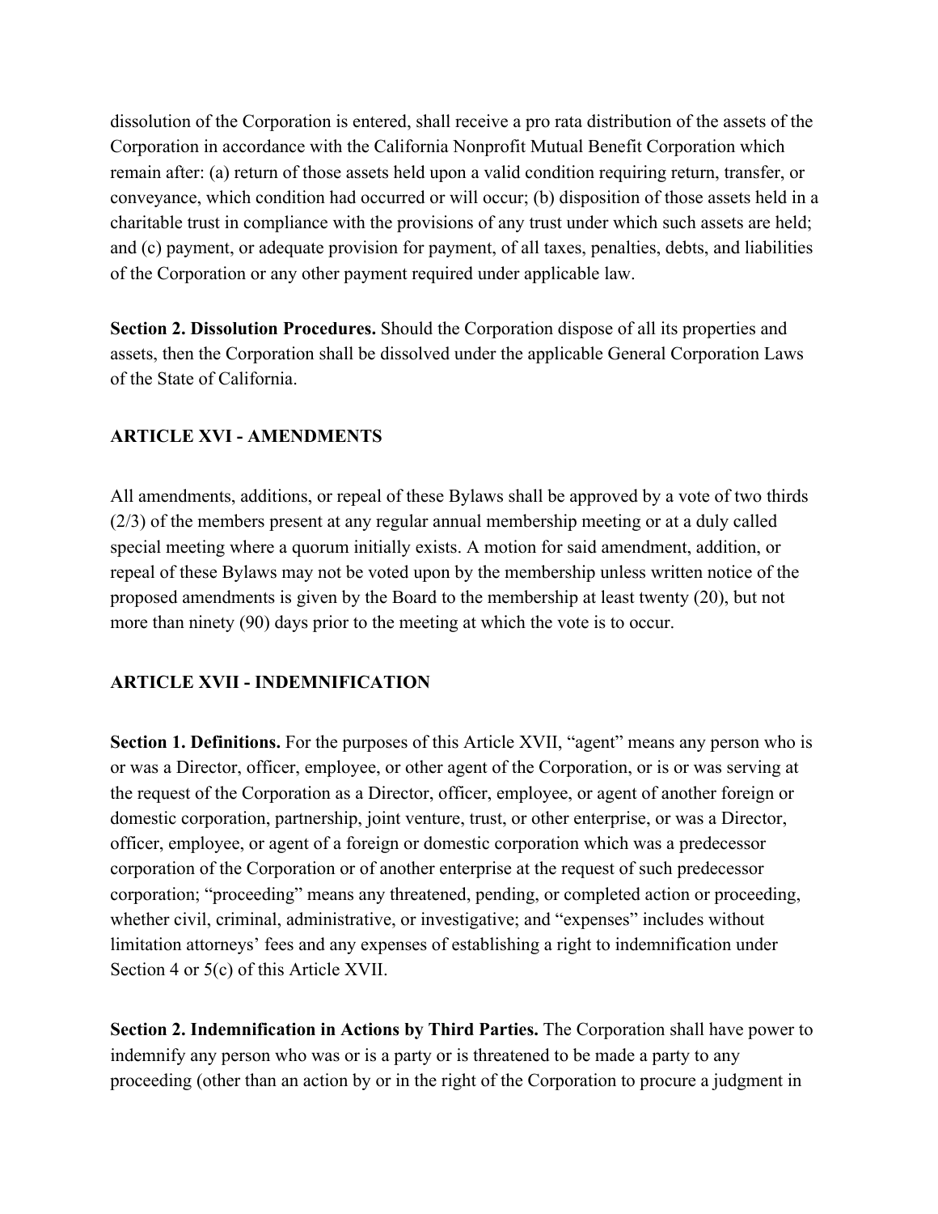dissolution of the Corporation is entered, shall receive a pro rata distribution of the assets of the Corporation in accordance with the California Nonprofit Mutual Benefit Corporation which remain after: (a) return of those assets held upon a valid condition requiring return, transfer, or conveyance, which condition had occurred or will occur; (b) disposition of those assets held in a charitable trust in compliance with the provisions of any trust under which such assets are held; and (c) payment, or adequate provision for payment, of all taxes, penalties, debts, and liabilities of the Corporation or any other payment required under applicable law.

**Section 2. Dissolution Procedures.** Should the Corporation dispose of all its properties and assets, then the Corporation shall be dissolved under the applicable General Corporation Laws of the State of California.

## ARTICLE XVI - AMENDMENTS

All amendments, additions, or repeal of these Bylaws shall be approved by a vote of two thirds (2/3) of the members present at any regular annual membership meeting or at a duly called special meeting where a quorum initially exists. A motion for said amendment, addition, or repeal of these Bylaws may not be voted upon by the membership unless written notice of the proposed amendments is given by the Board to the membership at least twenty (20), but not more than ninety (90) days prior to the meeting at which the vote is to occur.

## ARTICLE XVII - INDEMNIFICATION

**Section 1. Definitions.** For the purposes of this Article XVII, "agent" means any person who is or was a Director, officer, employee, or other agent of the Corporation, or is or was serving at the request of the Corporation as a Director, officer, employee, or agent of another foreign or domestic corporation, partnership, joint venture, trust, or other enterprise, or was a Director, officer, employee, or agent of a foreign or domestic corporation which was a predecessor corporation of the Corporation or of another enterprise at the request of such predecessor corporation; "proceeding" means any threatened, pending, or completed action or proceeding, whether civil, criminal, administrative, or investigative; and "expenses" includes without limitation attorneys' fees and any expenses of establishing a right to indemnification under Section 4 or 5(c) of this Article XVII.

**Section 2. Indemnification in Actions by Third Parties.** The Corporation shall have power to indemnify any person who was or is a party or is threatened to be made a party to any proceeding (other than an action by or in the right of the Corporation to procure a judgment in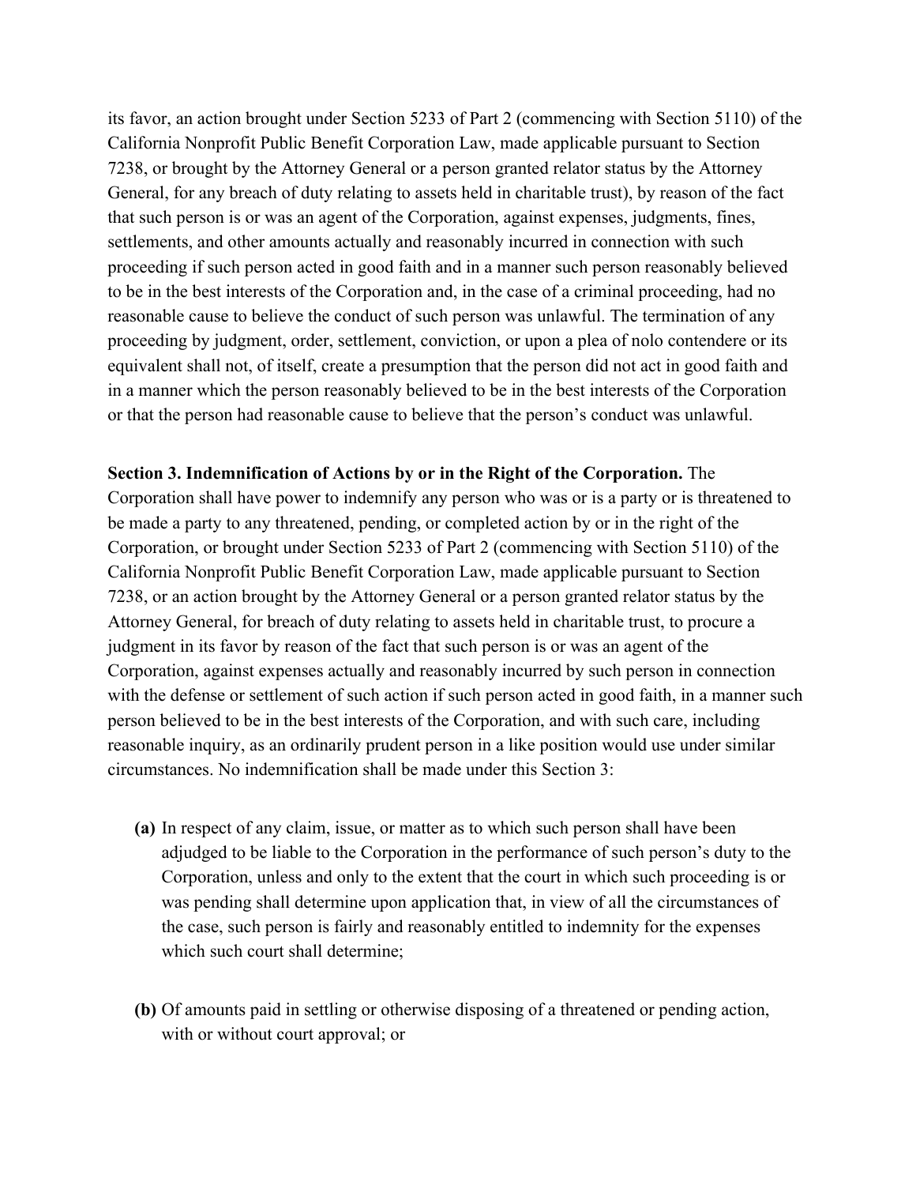its favor, an action brought under Section 5233 of Part 2 (commencing with Section 5110) of the California Nonprofit Public Benefit Corporation Law, made applicable pursuant to Section 7238, or brought by the Attorney General or a person granted relator status by the Attorney General, for any breach of duty relating to assets held in charitable trust), by reason of the fact that such person is or was an agent of the Corporation, against expenses, judgments, fines, settlements, and other amounts actually and reasonably incurred in connection with such proceeding if such person acted in good faith and in a manner such person reasonably believed to be in the best interests of the Corporation and, in the case of a criminal proceeding, had no reasonable cause to believe the conduct of such person was unlawful. The termination of any proceeding by judgment, order, settlement, conviction, or upon a plea of nolo contendere or its equivalent shall not, of itself, create a presumption that the person did not act in good faith and in a manner which the person reasonably believed to be in the best interests of the Corporation or that the person had reasonable cause to believe that the person's conduct was unlawful.

**Section 3. Indemnification of Actions by or in the Right of the Corporation.** The Corporation shall have power to indemnify any person who was or is a party or is threatened to be made a party to any threatened, pending, or completed action by or in the right of the Corporation, or brought under Section 5233 of Part 2 (commencing with Section 5110) of the California Nonprofit Public Benefit Corporation Law, made applicable pursuant to Section 7238, or an action brought by the Attorney General or a person granted relator status by the Attorney General, for breach of duty relating to assets held in charitable trust, to procure a judgment in its favor by reason of the fact that such person is or was an agent of the Corporation, against expenses actually and reasonably incurred by such person in connection with the defense or settlement of such action if such person acted in good faith, in a manner such person believed to be in the best interests of the Corporation, and with such care, including reasonable inquiry, as an ordinarily prudent person in a like position would use under similar circumstances. No indemnification shall be made under this Section 3:

- **(a)** In respect of any claim, issue, or matter as to which such person shall have been adjudged to be liable to the Corporation in the performance of such person's duty to the Corporation, unless and only to the extent that the court in which such proceeding is or was pending shall determine upon application that, in view of all the circumstances of the case, such person is fairly and reasonably entitled to indemnity for the expenses which such court shall determine;

- **(b)** Of amounts paid in settling or otherwise disposing of a threatened or pending action, with or without court approval; or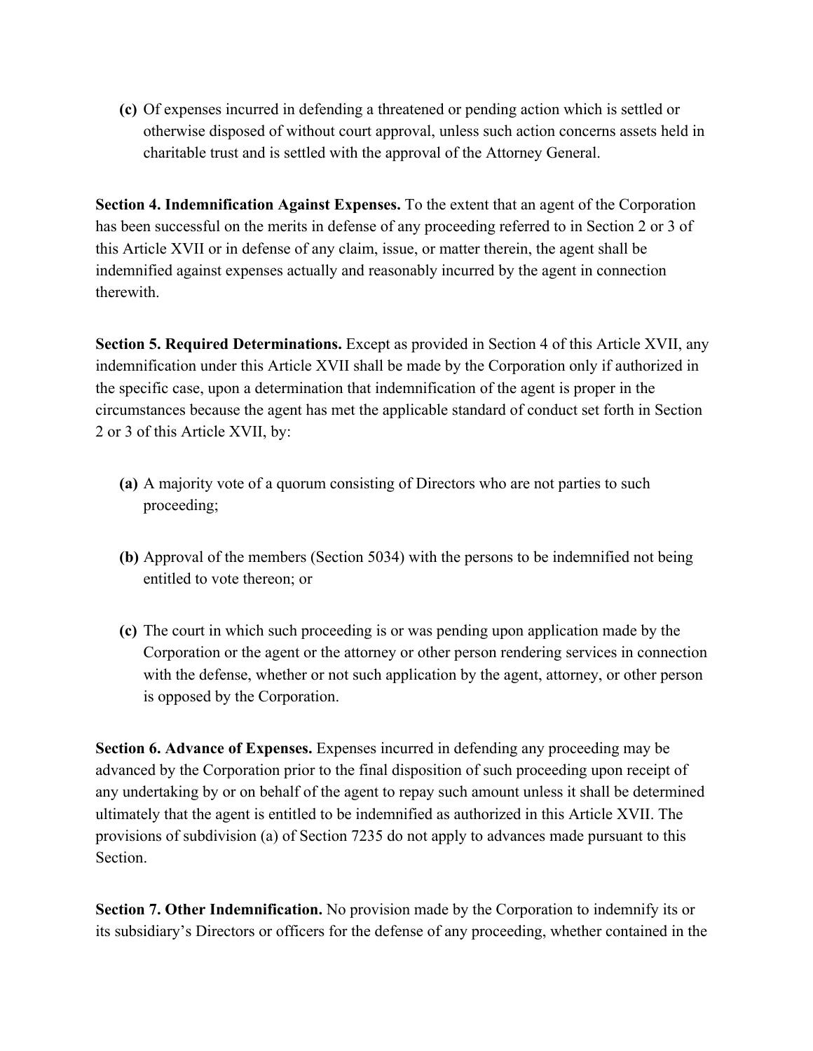**(c)** Of expenses incurred in defending a threatened or pending action which is settled or otherwise disposed of without court approval, unless such action concerns assets held in charitable trust and is settled with the approval of the Attorney General.

**Section 4. Indemnification Against Expenses.** To the extent that an agent of the Corporation has been successful on the merits in defense of any proceeding referred to in Section 2 or 3 of this Article XVII or in defense of any claim, issue, or matter therein, the agent shall be indemnified against expenses actually and reasonably incurred by the agent in connection therewith.

**Section 5. Required Determinations.** Except as provided in Section 4 of this Article XVII, any indemnification under this Article XVII shall be made by the Corporation only if authorized in the specific case, upon a determination that indemnification of the agent is proper in the circumstances because the agent has met the applicable standard of conduct set forth in Section 2 or 3 of this Article XVII, by:

**(a)** A majority vote of a quorum consisting of Directors who are not parties to such proceeding;

**(b)** Approval of the members (Section 5034) with the persons to be indemnified not being entitled to vote thereon; or

**(c)** The court in which such proceeding is or was pending upon application made by the Corporation or the agent or the attorney or other person rendering services in connection with the defense, whether or not such application by the agent, attorney, or other person is opposed by the Corporation.

**Section 6. Advance of Expenses.** Expenses incurred in defending any proceeding may be advanced by the Corporation prior to the final disposition of such proceeding upon receipt of any undertaking by or on behalf of the agent to repay such amount unless it shall be determined ultimately that the agent is entitled to be indemnified as authorized in this Article XVII. The provisions of subdivision (a) of Section 7235 do not apply to advances made pursuant to this Section.

**Section 7. Other Indemnification.** No provision made by the Corporation to indemnify its or its subsidiary's Directors or officers for the defense of any proceeding, whether contained in the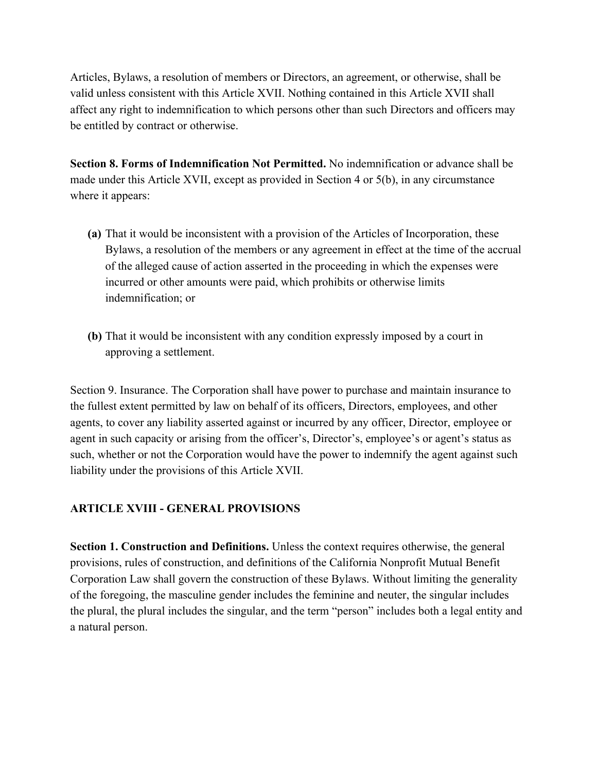Articles, Bylaws, a resolution of members or Directors, an agreement, or otherwise, shall be valid unless consistent with this Article XVII. Nothing contained in this Article XVII shall affect any right to indemnification to which persons other than such Directors and officers may be entitled by contract or otherwise.

**Section 8. Forms of Indemnification Not Permitted.** No indemnification or advance shall be made under this Article XVII, except as provided in Section 4 or 5(b), in any circumstance where it appears:

- **(a)** That it would be inconsistent with a provision of the Articles of Incorporation, these Bylaws, a resolution of the members or any agreement in effect at the time of the accrual of the alleged cause of action asserted in the proceeding in which the expenses were incurred or other amounts were paid, which prohibits or otherwise limits indemnification; or

- **(b)** That it would be inconsistent with any condition expressly imposed by a court in approving a settlement.

Section 9. Insurance. The Corporation shall have power to purchase and maintain insurance to the fullest extent permitted by law on behalf of its officers, Directors, employees, and other agents, to cover any liability asserted against or incurred by any officer, Director, employee or agent in such capacity or arising from the officer's, Director's, employee's or agent's status as such, whether or not the Corporation would have the power to indemnify the agent against such liability under the provisions of this Article XVII.

## ARTICLE XVIII - GENERAL PROVISIONS

**Section 1. Construction and Definitions.** Unless the context requires otherwise, the general provisions, rules of construction, and definitions of the California Nonprofit Mutual Benefit Corporation Law shall govern the construction of these Bylaws. Without limiting the generality of the foregoing, the masculine gender includes the feminine and neuter, the singular includes the plural, the plural includes the singular, and the term "person" includes both a legal entity and a natural person.